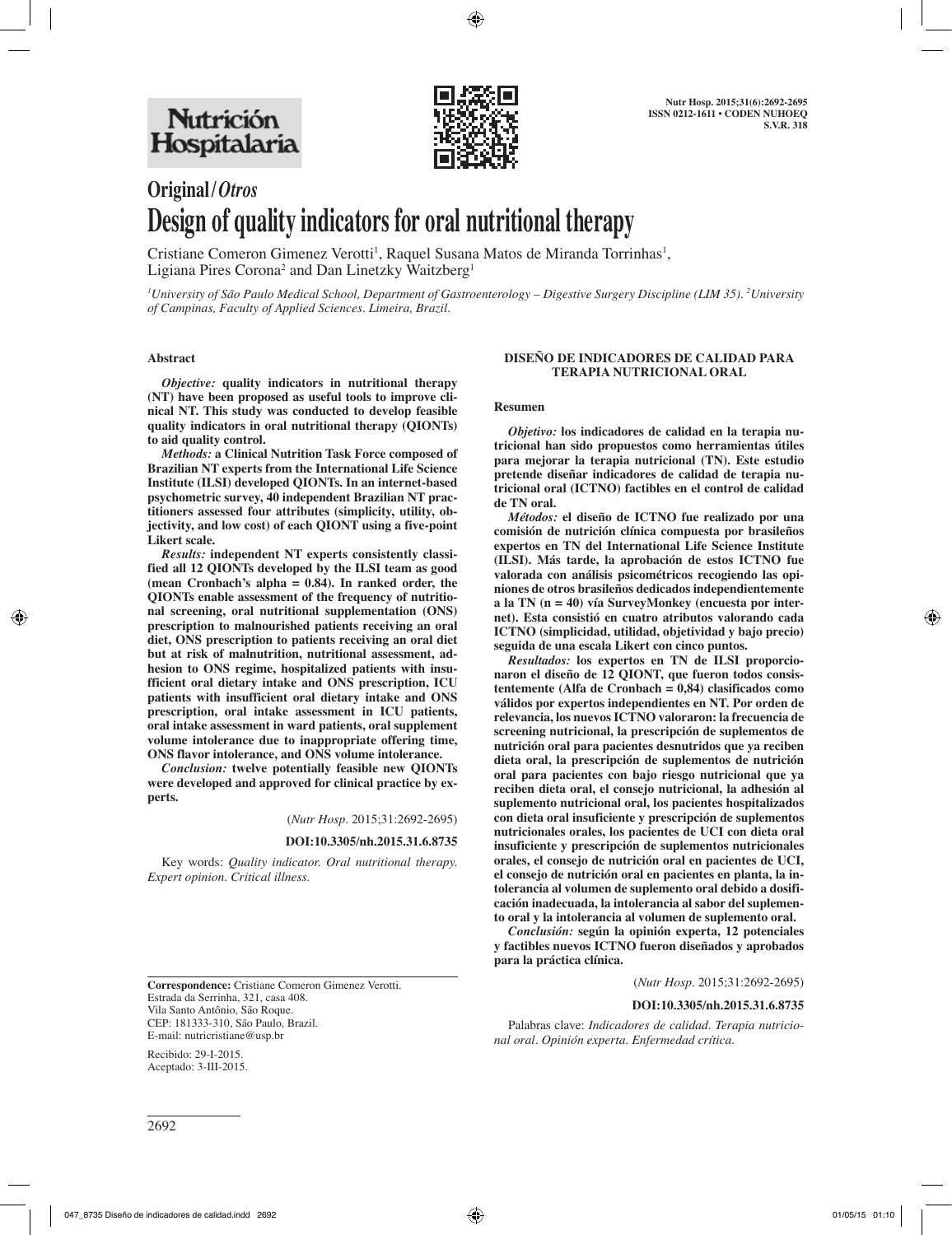# Original/Otros

# Design of quality indicators for oral nutritional therapy

Cristiane Comeron Gimenez Verotti[1], Raquel Susana Matos de Miranda Torrinhas[1], Ligiana Pires Corona[2] and Dan Linetzky Waitzberg[1]

*[1]University of São Paulo Medical School, Department of Gastroenterology – Digestive Surgery Discipline (LIM 35). [2]University of Campinas, Faculty of Applied Sciences. Limeira, Brazil.*

## Abstract

***Objective:*** **quality indicators in nutritional therapy (NT) have been proposed as useful tools to improve clinical NT. This study was conducted to develop feasible quality indicators in oral nutritional therapy (QIONTs) to aid quality control.**

***Methods:*** **a Clinical Nutrition Task Force composed of Brazilian NT experts from the International Life Science Institute (ILSI) developed QIONTs. In an internet-based psychometric survey, 40 independent Brazilian NT practitioners assessed four attributes (simplicity, utility, objectivity, and low cost) of each QIONT using a five-point Likert scale.**

***Results:*** **independent NT experts consistently classified all 12 QIONTs developed by the ILSI team as good (mean Cronbach's alpha = 0.84). In ranked order, the QIONTs enable assessment of the frequency of nutritional screening, oral nutritional supplementation (ONS) prescription to malnourished patients receiving an oral diet, ONS prescription to patients receiving an oral diet but at risk of malnutrition, nutritional assessment, adhesion to ONS regime, hospitalized patients with insufficient oral dietary intake and ONS prescription, ICU patients with insufficient oral dietary intake and ONS prescription, oral intake assessment in ICU patients, oral intake assessment in ward patients, oral supplement volume intolerance due to inappropriate offering time, ONS flavor intolerance, and ONS volume intolerance.**

***Conclusion:*** **twelve potentially feasible new QIONTs were developed and approved for clinical practice by experts.**

(*Nutr Hosp*. 2015;31:2692-2695)

**DOI:10.3305/nh.2015.31.6.8735**

Key words: *Quality indicator. Oral nutritional therapy. Expert opinion. Critical illness.*

## DISEÑO DE INDICADORES DE CALIDAD PARA TERAPIA NUTRICIONAL ORAL

### Resumen

***Objetivo:*** **los indicadores de calidad en la terapia nutricional han sido propuestos como herramientas útiles para mejorar la terapia nutricional (TN). Este estudio pretende diseñar indicadores de calidad de terapia nutricional oral (ICTNO) factibles en el control de calidad de TN oral.**

***Métodos:*** **el diseño de ICTNO fue realizado por una comisión de nutrición clínica compuesta por brasileños expertos en TN del International Life Science Institute (ILSI). Más tarde, la aprobación de estos ICTNO fue valorada con análisis psicométricos recogiendo las opiniones de otros brasileños dedicados independientemente a la TN (n = 40) vía SurveyMonkey (encuesta por internet). Esta consistió en cuatro atributos valorando cada ICTNO (simplicidad, utilidad, objetividad y bajo precio) seguida de una escala Likert con cinco puntos.**

***Resultados:*** **los expertos en TN de ILSI proporcionaron el diseño de 12 QIONT, que fueron todos consistentemente (Alfa de Cronbach = 0,84) clasificados como válidos por expertos independientes en NT. Por orden de relevancia, los nuevos ICTNO valoraron: la frecuencia de screening nutricional, la prescripción de suplementos de nutrición oral para pacientes desnutridos que ya reciben dieta oral, la prescripción de suplementos de nutrición oral para pacientes con bajo riesgo nutricional que ya reciben dieta oral, el consejo nutricional, la adhesión al suplemento nutricional oral, los pacientes hospitalizados con dieta oral insuficiente y prescripción de suplementos nutricionales orales, los pacientes de UCI con dieta oral insuficiente y prescripción de suplementos nutricionales orales, el consejo de nutrición oral en pacientes de UCI, el consejo de nutrición oral en pacientes en planta, la intolerancia al volumen de suplemento oral debido a dosificación inadecuada, la intolerancia al sabor del suplemento oral y la intolerancia al volumen de suplemento oral.**

***Conclusión:*** **según la opinión experta, 12 potenciales y factibles nuevos ICTNO fueron diseñados y aprobados para la práctica clínica.**

(*Nutr Hosp*. 2015;31:2692-2695)

**DOI:10.3305/nh.2015.31.6.8735**

Palabras clave: *Indicadores de calidad. Terapia nutricional oral. Opinión experta. Enfermedad crítica.*

---

**Correspondence:** Cristiane Comeron Gimenez Verotti.
Estrada da Serrinha, 321, casa 408.
Vila Santo Antônio, São Roque.
CEP: 181333-310, São Paulo, Brazil.
E-mail: nutricristiane@usp.br

Recibido: 29-I-2015.
Aceptado: 3-III-2015.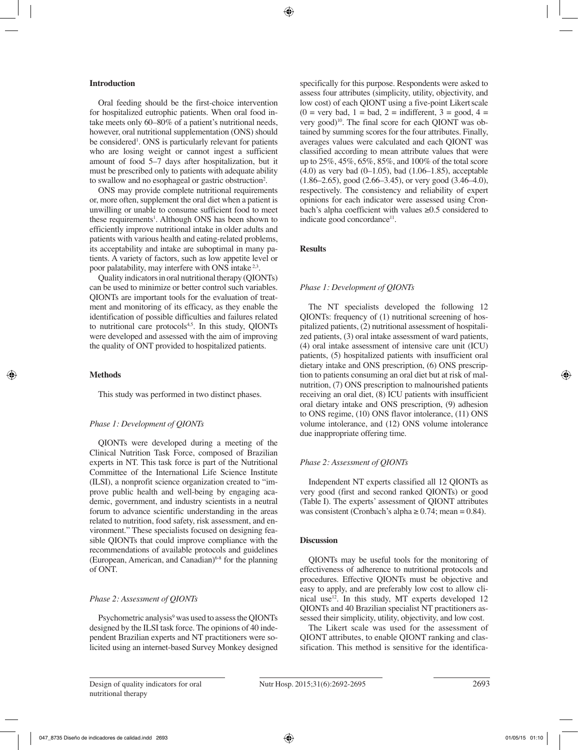## Introduction

Oral feeding should be the first-choice intervention for hospitalized eutrophic patients. When oral food intake meets only 60–80% of a patient's nutritional needs, however, oral nutritional supplementation (ONS) should be considered[1]. ONS is particularly relevant for patients who are losing weight or cannot ingest a sufficient amount of food 5–7 days after hospitalization, but it must be prescribed only to patients with adequate ability to swallow and no esophageal or gastric obstruction[2].

ONS may provide complete nutritional requirements or, more often, supplement the oral diet when a patient is unwilling or unable to consume sufficient food to meet these requirements[1]. Although ONS has been shown to efficiently improve nutritional intake in older adults and patients with various health and eating-related problems, its acceptability and intake are suboptimal in many patients. A variety of factors, such as low appetite level or poor palatability, may interfere with ONS intake [2,3].

Quality indicators in oral nutritional therapy (QIONTs) can be used to minimize or better control such variables. QIONTs are important tools for the evaluation of treatment and monitoring of its efficacy, as they enable the identification of possible difficulties and failures related to nutritional care protocols[4,5]. In this study, QIONTs were developed and assessed with the aim of improving the quality of ONT provided to hospitalized patients.

## Methods

This study was performed in two distinct phases.

### *Phase 1: Development of QIONTs*

QIONTs were developed during a meeting of the Clinical Nutrition Task Force, composed of Brazilian experts in NT. This task force is part of the Nutritional Committee of the International Life Science Institute (ILSI), a nonprofit science organization created to "improve public health and well-being by engaging academic, government, and industry scientists in a neutral forum to advance scientific understanding in the areas related to nutrition, food safety, risk assessment, and environment." These specialists focused on designing feasible QIONTs that could improve compliance with the recommendations of available protocols and guidelines (European, American, and Canadian)[6-8] for the planning of ONT.

### *Phase 2: Assessment of QIONTs*

Psychometric analysis[9] was used to assess the QIONTs designed by the ILSI task force. The opinions of 40 independent Brazilian experts and NT practitioners were solicited using an internet-based Survey Monkey designed specifically for this purpose. Respondents were asked to assess four attributes (simplicity, utility, objectivity, and low cost) of each QIONT using a five-point Likert scale (0 = very bad, 1 = bad, 2 = indifferent, 3 = good, 4 = very good)[10]. The final score for each QIONT was obtained by summing scores for the four attributes. Finally, averages values were calculated and each QIONT was classified according to mean attribute values that were up to 25%, 45%, 65%, 85%, and 100% of the total score (4.0) as very bad (0–1.05), bad (1.06–1.85), acceptable (1.86–2.65), good (2.66–3.45), or very good (3.46–4.0), respectively. The consistency and reliability of expert opinions for each indicator were assessed using Cronbach's alpha coefficient with values ≥0.5 considered to indicate good concordance[11].

## Results

### *Phase 1: Development of QIONTs*

The NT specialists developed the following 12 QIONTs: frequency of (1) nutritional screening of hospitalized patients, (2) nutritional assessment of hospitalized patients, (3) oral intake assessment of ward patients, (4) oral intake assessment of intensive care unit (ICU) patients, (5) hospitalized patients with insufficient oral dietary intake and ONS prescription, (6) ONS prescription to patients consuming an oral diet but at risk of malnutrition, (7) ONS prescription to malnourished patients receiving an oral diet, (8) ICU patients with insufficient oral dietary intake and ONS prescription, (9) adhesion to ONS regime, (10) ONS flavor intolerance, (11) ONS volume intolerance, and (12) ONS volume intolerance due inappropriate offering time.

### *Phase 2: Assessment of QIONTs*

Independent NT experts classified all 12 QIONTs as very good (first and second ranked QIONTs) or good (Table I). The experts' assessment of QIONT attributes was consistent (Cronbach's alpha ≥ 0.74; mean = 0.84).

## Discussion

QIONTs may be useful tools for the monitoring of effectiveness of adherence to nutritional protocols and procedures. Effective QIONTs must be objective and easy to apply, and are preferably low cost to allow clinical use[12]. In this study, MT experts developed 12 QIONTs and 40 Brazilian specialist NT practitioners assessed their simplicity, utility, objectivity, and low cost.

The Likert scale was used for the assessment of QIONT attributes, to enable QIONT ranking and classification. This method is sensitive for the identifica-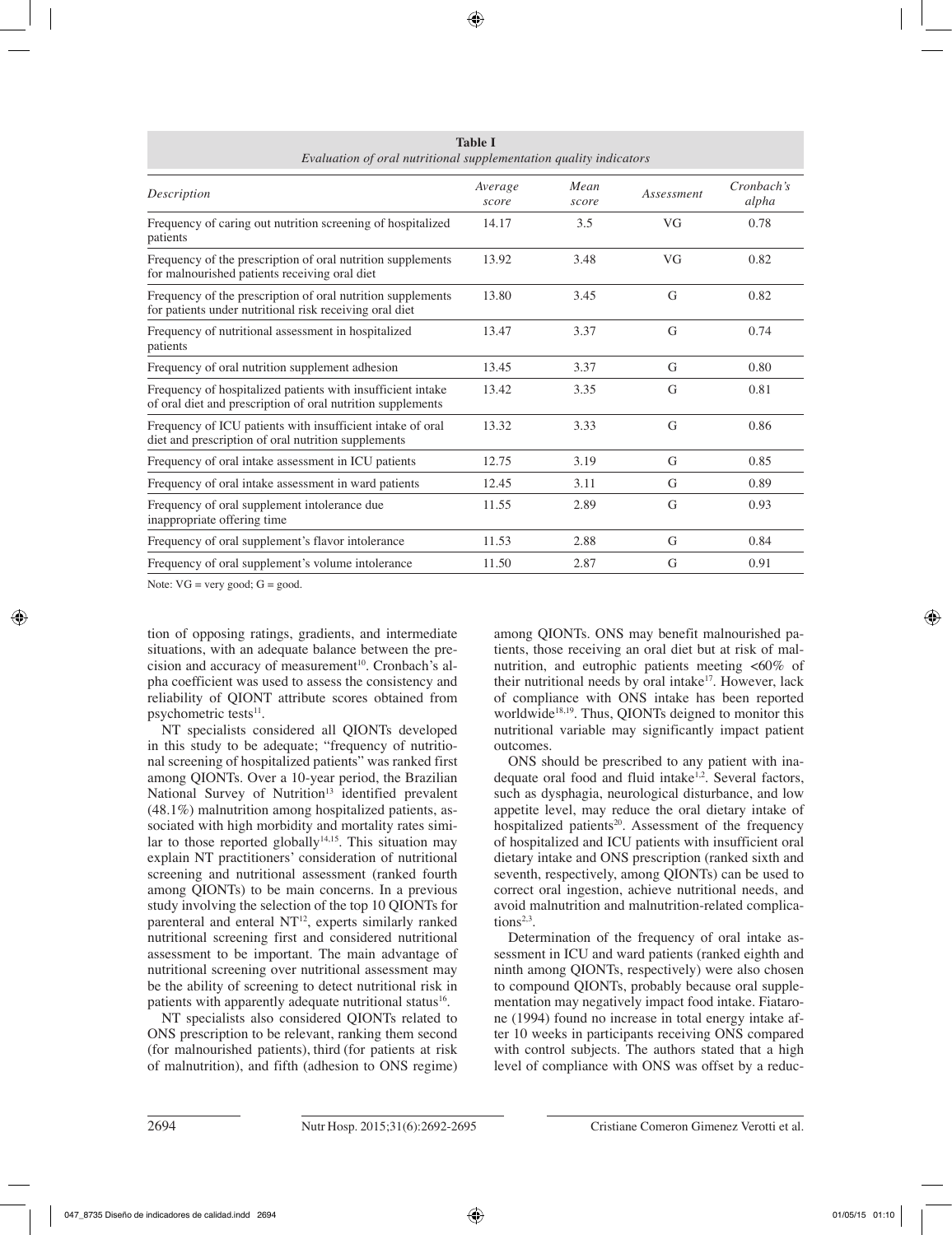**Table I**
*Evaluation of oral nutritional supplementation quality indicators*

| *Description* | *Average score* | *Mean score* | *Assessment* | *Cronbach's alpha* |
|---|---|---|---|---|
| Frequency of caring out nutrition screening of hospitalized patients | 14.17 | 3.5 | VG | 0.78 |
| Frequency of the prescription of oral nutrition supplements for malnourished patients receiving oral diet | 13.92 | 3.48 | VG | 0.82 |
| Frequency of the prescription of oral nutrition supplements for patients under nutritional risk receiving oral diet | 13.80 | 3.45 | G | 0.82 |
| Frequency of nutritional assessment in hospitalized patients | 13.47 | 3.37 | G | 0.74 |
| Frequency of oral nutrition supplement adhesion | 13.45 | 3.37 | G | 0.80 |
| Frequency of hospitalized patients with insufficient intake of oral diet and prescription of oral nutrition supplements | 13.42 | 3.35 | G | 0.81 |
| Frequency of ICU patients with insufficient intake of oral diet and prescription of oral nutrition supplements | 13.32 | 3.33 | G | 0.86 |
| Frequency of oral intake assessment in ICU patients | 12.75 | 3.19 | G | 0.85 |
| Frequency of oral intake assessment in ward patients | 12.45 | 3.11 | G | 0.89 |
| Frequency of oral supplement intolerance due inappropriate offering time | 11.55 | 2.89 | G | 0.93 |
| Frequency of oral supplement's flavor intolerance | 11.53 | 2.88 | G | 0.84 |
| Frequency of oral supplement's volume intolerance | 11.50 | 2.87 | G | 0.91 |

Note: VG = very good; G = good.

tion of opposing ratings, gradients, and intermediate situations, with an adequate balance between the precision and accuracy of measurement[10]. Cronbach's alpha coefficient was used to assess the consistency and reliability of QIONT attribute scores obtained from psychometric tests[11].

NT specialists considered all QIONTs developed in this study to be adequate; "frequency of nutritional screening of hospitalized patients" was ranked first among QIONTs. Over a 10-year period, the Brazilian National Survey of Nutrition[13] identified prevalent (48.1%) malnutrition among hospitalized patients, associated with high morbidity and mortality rates similar to those reported globally[14,15]. This situation may explain NT practitioners' consideration of nutritional screening and nutritional assessment (ranked fourth among QIONTs) to be main concerns. In a previous study involving the selection of the top 10 QIONTs for parenteral and enteral NT[12], experts similarly ranked nutritional screening first and considered nutritional assessment to be important. The main advantage of nutritional screening over nutritional assessment may be the ability of screening to detect nutritional risk in patients with apparently adequate nutritional status[16].

NT specialists also considered QIONTs related to ONS prescription to be relevant, ranking them second (for malnourished patients), third (for patients at risk of malnutrition), and fifth (adhesion to ONS regime) among QIONTs. ONS may benefit malnourished patients, those receiving an oral diet but at risk of malnutrition, and eutrophic patients meeting <60% of their nutritional needs by oral intake[17]. However, lack of compliance with ONS intake has been reported worldwide[18,19]. Thus, QIONTs deigned to monitor this nutritional variable may significantly impact patient outcomes.

ONS should be prescribed to any patient with inadequate oral food and fluid intake[1,2]. Several factors, such as dysphagia, neurological disturbance, and low appetite level, may reduce the oral dietary intake of hospitalized patients[20]. Assessment of the frequency of hospitalized and ICU patients with insufficient oral dietary intake and ONS prescription (ranked sixth and seventh, respectively, among QIONTs) can be used to correct oral ingestion, achieve nutritional needs, and avoid malnutrition and malnutrition-related complications[2,3].

Determination of the frequency of oral intake assessment in ICU and ward patients (ranked eighth and ninth among QIONTs, respectively) were also chosen to compound QIONTs, probably because oral supplementation may negatively impact food intake. Fiatarone (1994) found no increase in total energy intake after 10 weeks in participants receiving ONS compared with control subjects. The authors stated that a high level of compliance with ONS was offset by a reduc-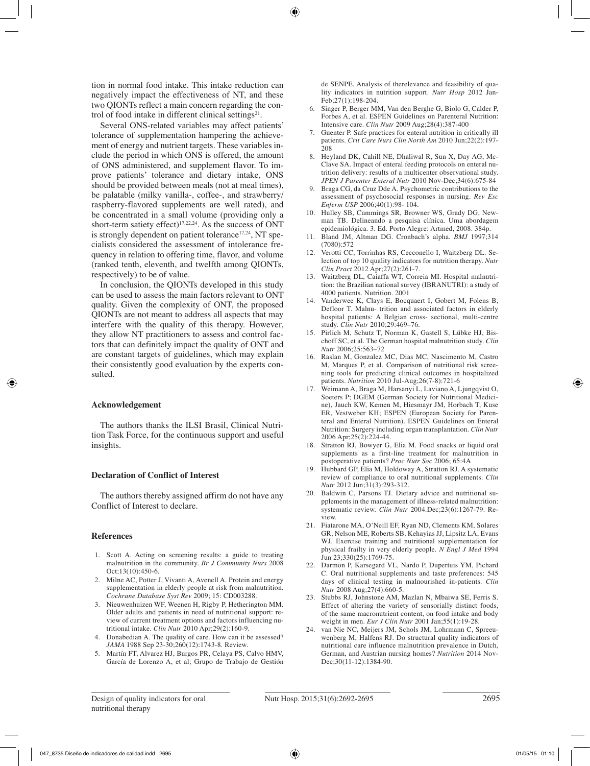tion in normal food intake. This intake reduction can negatively impact the effectiveness of NT, and these two QIONTs reflect a main concern regarding the control of food intake in different clinical settings[21].

Several ONS-related variables may affect patients' tolerance of supplementation hampering the achievement of energy and nutrient targets. These variables include the period in which ONS is offered, the amount of ONS administered, and supplement flavor. To improve patients' tolerance and dietary intake, ONS should be provided between meals (not at meal times), be palatable (milky vanilla-, coffee-, and strawberry/raspberry-flavored supplements are well rated), and be concentrated in a small volume (providing only a short-term satiety effect)[17,22,24]. As the success of ONT is strongly dependent on patient tolerance[17,24], NT specialists considered the assessment of intolerance frequency in relation to offering time, flavor, and volume (ranked tenth, eleventh, and twelfth among QIONTs, respectively) to be of value.

In conclusion, the QIONTs developed in this study can be used to assess the main factors relevant to ONT quality. Given the complexity of ONT, the proposed QIONTs are not meant to address all aspects that may interfere with the quality of this therapy. However, they allow NT practitioners to assess and control factors that can definitely impact the quality of ONT and are constant targets of guidelines, which may explain their consistently good evaluation by the experts consulted.

### Acknowledgement

The authors thanks the ILSI Brasil, Clinical Nutrition Task Force, for the continuous support and useful insights.

### Declaration of Conflict of Interest

The authors thereby assigned affirm do not have any Conflict of Interest to declare.

### References

1. Scott A. Acting on screening results: a guide to treating malnutrition in the community. *Br J Community Nurs* 2008 Oct;13(10):450-6.
2. Milne AC, Potter J, Vivanti A, Avenell A. Protein and energy supplementation in elderly people at risk from malnutrition. *Cochrane Database Syst Rev* 2009; 15: CD003288.
3. Nieuwenhuizen WF, Weenen H, Rigby P, Hetherington MM. Older adults and patients in need of nutritional support: review of current treatment options and factors influencing nutritional intake. *Clin Nutr* 2010 Apr;29(2):160-9.
4. Donabedian A. The quality of care. How can it be assessed? *JAMA* 1988 Sep 23-30;260(12):1743-8. Review.
5. Martín FT, Alvarez HJ, Burgos PR, Celaya PS, Calvo HMV, García de Lorenzo A, et al; Grupo de Trabajo de Gestión de SENPE. Analysis of therelevance and feasibility of quality indicators in nutrition support. *Nutr Hosp* 2012 Jan-Feb;27(1):198-204.
6. Singer P, Berger MM, Van den Berghe G, Biolo G, Calder P, Forbes A, et al. ESPEN Guidelines on Parenteral Nutrition: Intensive care. *Clin Nutr* 2009 Aug;28(4):387-400
7. Guenter P. Safe practices for enteral nutrition in critically ill patients. *Crit Care Nurs Clin North Am* 2010 Jun;22(2):197-208
8. Heyland DK, Cahill NE, Dhaliwal R, Sun X, Day AG, McClave SA. Impact of enteral feeding protocols on enteral nutrition delivery: results of a multicenter observational study. *JPEN J Parenter Enteral Nutr* 2010 Nov-Dec;34(6):675-84
9. Braga CG, da Cruz Dde A. Psychometric contributions to the assessment of psychosocial responses in nursing. *Rev Esc Enferm USP* 2006;40(1):98- 104.
10. Hulley SB, Cummings SR, Browner WS, Grady DG, Newman TB. Delineando a pesquisa clínica. Uma abordagem epidemiológica. 3. Ed. Porto Alegre: Artmed, 2008. 384p.
11. Bland JM, Altman DG. Cronbach's alpha. *BMJ* 1997;314 (7080):572
12. Verotti CC, Torrinhas RS, Cecconello I, Waitzberg DL. Selection of top 10 quality indicators for nutrition therapy. *Nutr Clin Pract* 2012 Apr;27(2):261-7.
13. Waitzberg DL, Caiaffa WT, Correia MI. Hospital malnutrition: the Brazilian national survey (IBRANUTRI): a study of 4000 patients. Nutrition. 2001
14. Vanderwee K, Clays E, Bocquaert I, Gobert M, Folens B, Defloor T. Malnu- trition and associated factors in elderly hospital patients: A Belgian cross- sectional, multi-centre study. *Clin Nutr* 2010;29:469–76.
15. Pirlich M, Schutz T, Norman K, Gastell S, Lűbke HJ, Bischoff SC, et al. The German hospital malnutrition study. *Clin Nutr* 2006;25:563–72
16. Raslan M, Gonzalez MC, Dias MC, Nascimento M, Castro M, Marques P, et al. Comparison of nutritional risk screening tools for predicting clinical outcomes in hospitalized patients. *Nutrition* 2010 Jul-Aug;26(7-8):721-6
17. Weimann A, Braga M, Harsanyi L, Laviano A, Ljungqvist O, Soeters P; DGEM (German Society for Nutritional Medicine), Jauch KW, Kemen M, Hiesmayr JM, Horbach T, Kuse ER, Vestweber KH; ESPEN (European Society for Parenteral and Enteral Nutrition). ESPEN Guidelines on Enteral Nutrition: Surgery including organ transplantation. *Clin Nutr* 2006 Apr;25(2):224-44.
18. Stratton RJ, Bowyer G, Elia M. Food snacks or liquid oral supplements as a first-line treatment for malnutrition in postoperative patients? *Proc Nutr Soc* 2006; 65:4A
19. Hubbard GP, Elia M, Holdoway A, Stratton RJ. A systematic review of compliance to oral nutritional supplements. *Clin Nutr* 2012 Jun;31(3):293-312.
20. Baldwin C, Parsons TJ. Dietary advice and nutritional supplements in the management of illness-related malnutrition: systematic review. *Clin Nutr* 2004.Dec;23(6):1267-79. Review.
21. Fiatarone MA, O'Neill EF, Ryan ND, Clements KM, Solares GR, Nelson ME, Roberts SB, Kehayias JJ, Lipsitz LA, Evans WJ. Exercise training and nutritional supplementation for physical frailty in very elderly people. *N Engl J Med* 1994 Jun 23;330(25):1769-75.
22. Darmon P, Karsegard VL, Nardo P, Dupertuis YM, Pichard C. Oral nutritional supplements and taste preferences: 545 days of clinical testing in malnourished in-patients. *Clin Nutr* 2008 Aug;27(4):660-5.
23. Stubbs RJ, Johnstone AM, Mazlan N, Mbaiwa SE, Ferris S. Effect of altering the variety of sensorially distinct foods, of the same macronutrient content, on food intake and body weight in men. *Eur J Clin Nutr* 2001 Jan;55(1):19-28.
24. van Nie NC, Meijers JM, Schols JM, Lohrmann C, Spreeuwenberg M, Halfens RJ. Do structural quality indicators of nutritional care influence malnutrition prevalence in Dutch, German, and Austrian nursing homes? *Nutrition* 2014 Nov-Dec;30(11-12):1384-90.